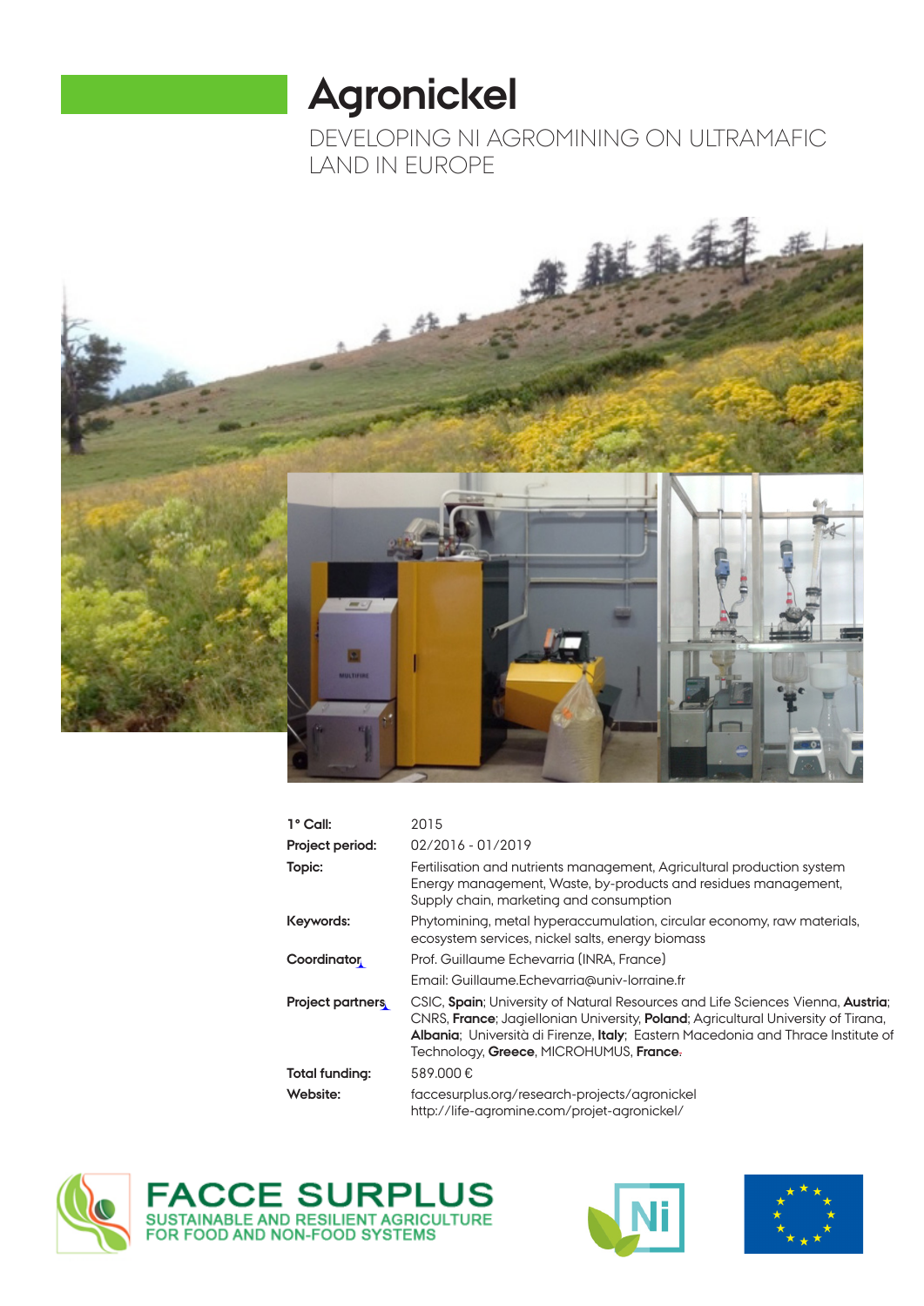# Agronickel

DEVELOPING NI AGROMINING ON ULTRAMAFIC LAND IN EUROPE

| | |
|---|---|
| **1° Call:** | 2015 |
| **Project period:** | 02/2016 - 01/2019 |
| **Topic:** | Fertilisation and nutrients management, Agricultural production system Energy management, Waste, by-products and residues management, Supply chain, marketing and consumption |
| **Keywords:** | Phytomining, metal hyperaccumulation, circular economy, raw materials, ecosystem services, nickel salts, energy biomass |
| **Coordinator** | Prof. Guillaume Echevarria (INRA, France) |
| | Email: Guillaume.Echevarria@univ-lorraine.fr |
| **Project partners** | CSIC, **Spain**; University of Natural Resources and Life Sciences Vienna, **Austria**; CNRS, **France**; Jagiellonian University, **Poland**; Agricultural University of Tirana, **Albania**; Università di Firenze, **Italy**; Eastern Macedonia and Thrace Institute of Technology, **Greece**, MICROHUMUS, **France**. |
| **Total funding:** | 589.000 € |
| **Website:** | faccesurplus.org/research-projects/agronickel http://life-agromine.com/projet-agronickel/ |

FACCE SURPLUS
SUSTAINABLE AND RESILIENT AGRICULTURE FOR FOOD AND NON-FOOD SYSTEMS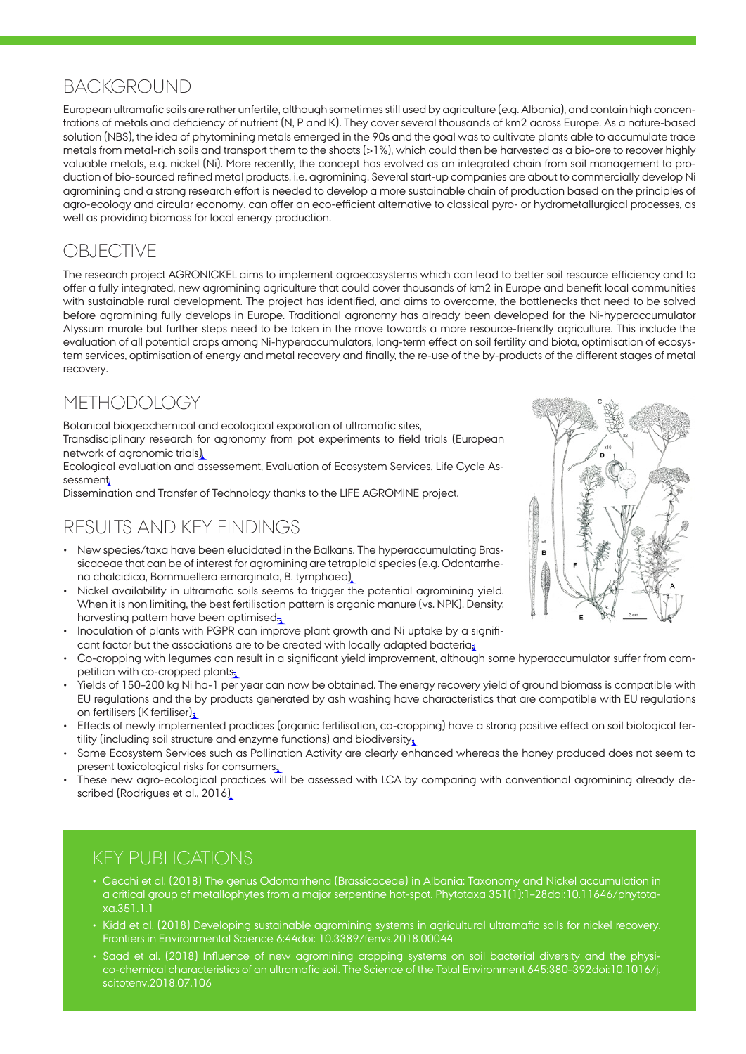## BACKGROUND

European ultramafic soils are rather unfertile, although sometimes still used by agriculture (e.g. Albania), and contain high concentrations of metals and deficiency of nutrient (N, P and K). They cover several thousands of km2 across Europe. As a nature-based solution (NBS), the idea of phytomining metals emerged in the 90s and the goal was to cultivate plants able to accumulate trace metals from metal-rich soils and transport them to the shoots (>1%), which could then be harvested as a bio-ore to recover highly valuable metals, e.g. nickel (Ni). More recently, the concept has evolved as an integrated chain from soil management to production of bio-sourced refined metal products, i.e. agromining. Several start-up companies are about to commercially develop Ni agromining and a strong research effort is needed to develop a more sustainable chain of production based on the principles of agro-ecology and circular economy. can offer an eco-efficient alternative to classical pyro- or hydrometallurgical processes, as well as providing biomass for local energy production.

## OBJECTIVE

The research project AGRONICKEL aims to implement agroecosystems which can lead to better soil resource efficiency and to offer a fully integrated, new agromining agriculture that could cover thousands of km2 in Europe and benefit local communities with sustainable rural development. The project has identified, and aims to overcome, the bottlenecks that need to be solved before agromining fully develops in Europe. Traditional agronomy has already been developed for the Ni-hyperaccumulator Alyssum murale but further steps need to be taken in the move towards a more resource-friendly agriculture. This include the evaluation of all potential crops among Ni-hyperaccumulators, long-term effect on soil fertility and biota, optimisation of ecosystem services, optimisation of energy and metal recovery and finally, the re-use of the by-products of the different stages of metal recovery.

## METHODOLOGY

Botanical biogeochemical and ecological exporation of ultramafic sites,
Transdisciplinary research for agronomy from pot experiments to field trials (European network of agronomic trials).
Ecological evaluation and assessement, Evaluation of Ecosystem Services, Life Cycle Assessment.
Dissemination and Transfer of Technology thanks to the LIFE AGROMINE project.

## RESULTS AND KEY FINDINGS

- New species/taxa have been elucidated in the Balkans. The hyperaccumulating Brassicaceae that can be of interest for agromining are tetraploid species (e.g. Odontarrhena chalcidica, Bornmuellera emarginata, B. tymphaea).
- Nickel availability in ultramafic soils seems to trigger the potential agromining yield. When it is non limiting, the best fertilisation pattern is organic manure (vs. NPK). Density, harvesting pattern have been optimised.
- Inoculation of plants with PGPR can improve plant growth and Ni uptake by a significant factor but the associations are to be created with locally adapted bacteria.
- Co-cropping with legumes can result in a significant yield improvement, although some hyperaccumulator suffer from competition with co-cropped plants.
- Yields of 150–200 kg Ni ha-1 per year can now be obtained. The energy recovery yield of ground biomass is compatible with EU regulations and the by products generated by ash washing have characteristics that are compatible with EU regulations on fertilisers (K fertiliser).
- Effects of newly implemented practices (organic fertilisation, co-cropping) have a strong positive effect on soil biological fertility (including soil structure and enzyme functions) and biodiversity.
- Some Ecosystem Services such as Pollination Activity are clearly enhanced whereas the honey produced does not seem to present toxicological risks for consumers.
- These new agro-ecological practices will be assessed with LCA by comparing with conventional agromining already described (Rodrigues et al., 2016).

## KEY PUBLICATIONS

- Cecchi et al. (2018) The genus Odontarrhena (Brassicaceae) in Albania: Taxonomy and Nickel accumulation in a critical group of metallophytes from a major serpentine hot-spot. Phytotaxa 351(1):1–28doi:10.11646/phytotaxa.351.1.1
- Kidd et al. (2018) Developing sustainable agromining systems in agricultural ultramafic soils for nickel recovery. Frontiers in Environmental Science 6:44doi: 10.3389/fenvs.2018.00044
- Saad et al. (2018) Influence of new agromining cropping systems on soil bacterial diversity and the physico-chemical characteristics of an ultramafic soil. The Science of the Total Environment 645:380–392doi:10.1016/j.scitotenv.2018.07.106